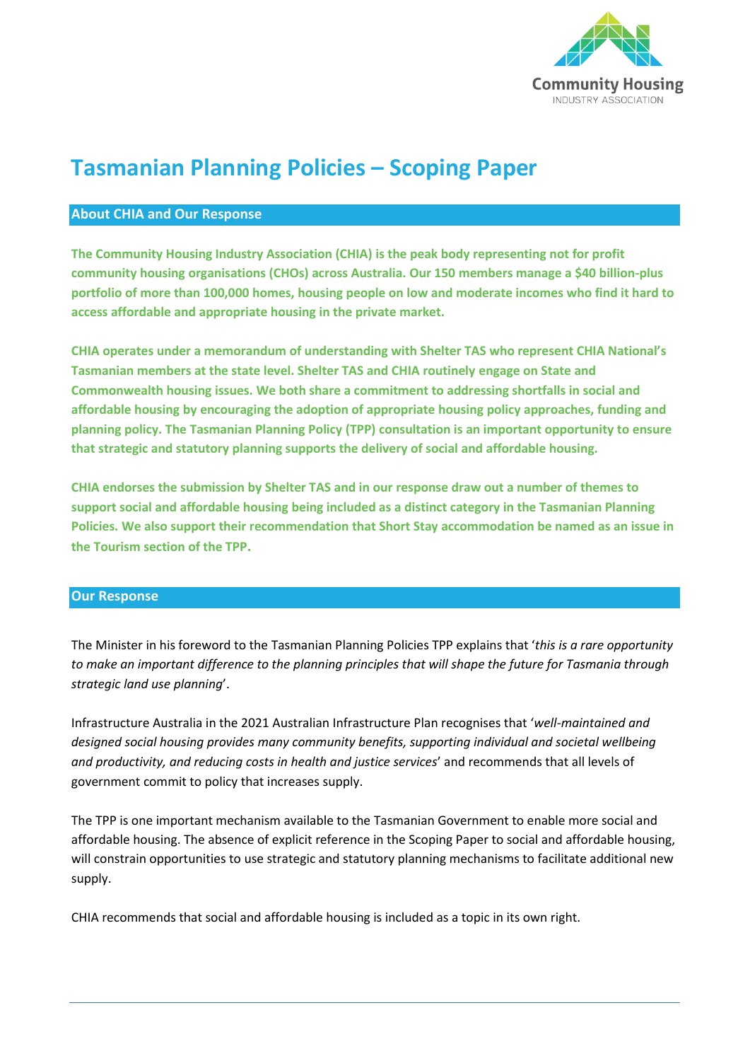# Tasmanian Planning Policies – Scoping Paper

## About CHIA and Our Response

**The Community Housing Industry Association (CHIA) is the peak body representing not for profit community housing organisations (CHOs) across Australia. Our 150 members manage a $40 billion-plus portfolio of more than 100,000 homes, housing people on low and moderate incomes who find it hard to access affordable and appropriate housing in the private market.**

**CHIA operates under a memorandum of understanding with Shelter TAS who represent CHIA National's Tasmanian members at the state level. Shelter TAS and CHIA routinely engage on State and Commonwealth housing issues. We both share a commitment to addressing shortfalls in social and affordable housing by encouraging the adoption of appropriate housing policy approaches, funding and planning policy. The Tasmanian Planning Policy (TPP) consultation is an important opportunity to ensure that strategic and statutory planning supports the delivery of social and affordable housing.**

**CHIA endorses the submission by Shelter TAS and in our response draw out a number of themes to support social and affordable housing being included as a distinct category in the Tasmanian Planning Policies. We also support their recommendation that Short Stay accommodation be named as an issue in the Tourism section of the TPP.**

## Our Response

The Minister in his foreword to the Tasmanian Planning Policies TPP explains that '*this is a rare opportunity to make an important difference to the planning principles that will shape the future for Tasmania through strategic land use planning*'.

Infrastructure Australia in the 2021 Australian Infrastructure Plan recognises that '*well-maintained and designed social housing provides many community benefits, supporting individual and societal wellbeing and productivity, and reducing costs in health and justice services*' and recommends that all levels of government commit to policy that increases supply.

The TPP is one important mechanism available to the Tasmanian Government to enable more social and affordable housing. The absence of explicit reference in the Scoping Paper to social and affordable housing, will constrain opportunities to use strategic and statutory planning mechanisms to facilitate additional new supply.

CHIA recommends that social and affordable housing is included as a topic in its own right.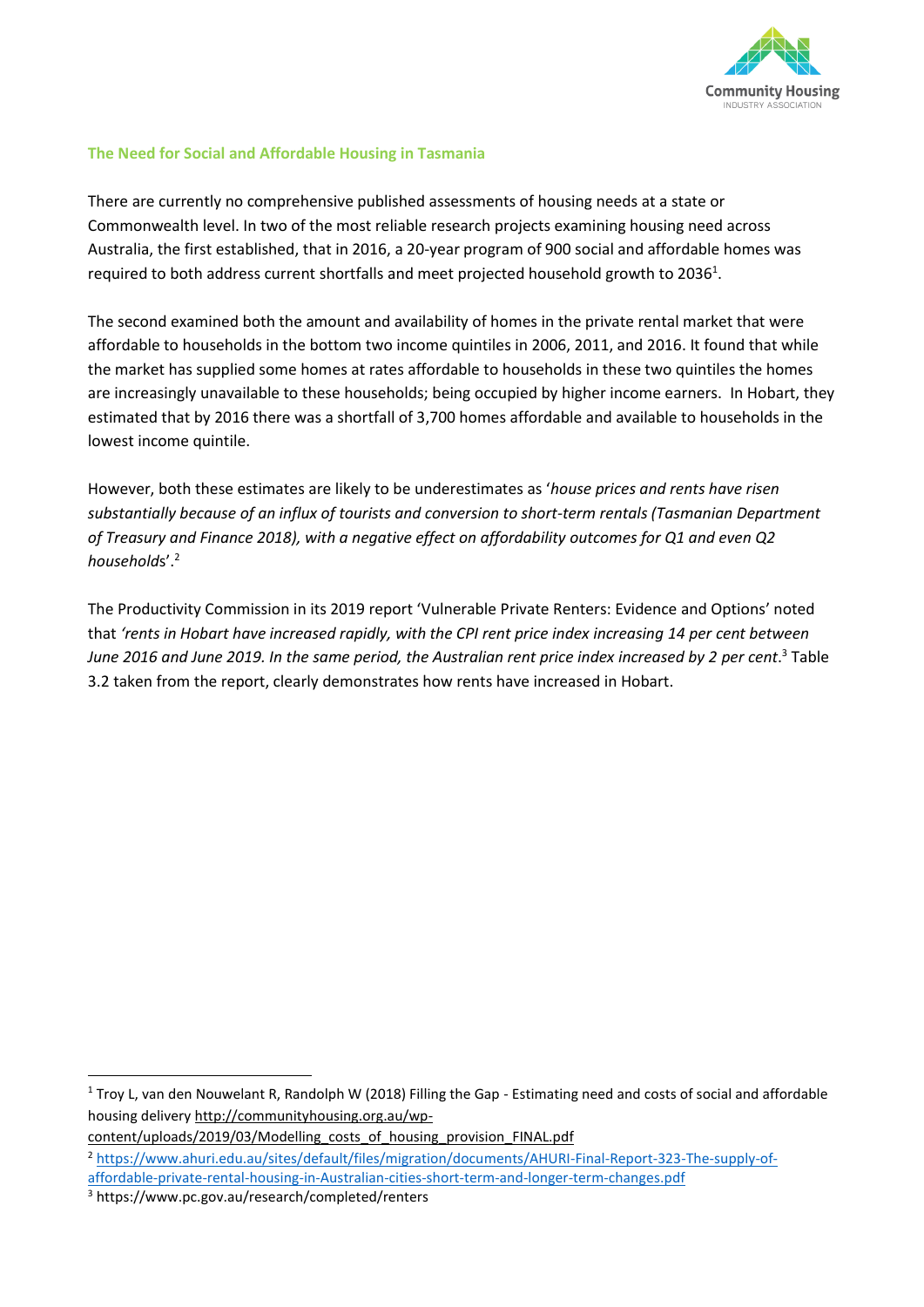### The Need for Social and Affordable Housing in Tasmania

There are currently no comprehensive published assessments of housing needs at a state or Commonwealth level. In two of the most reliable research projects examining housing need across Australia, the first established, that in 2016, a 20-year program of 900 social and affordable homes was required to both address current shortfalls and meet projected household growth to 2036[1].

The second examined both the amount and availability of homes in the private rental market that were affordable to households in the bottom two income quintiles in 2006, 2011, and 2016. It found that while the market has supplied some homes at rates affordable to households in these two quintiles the homes are increasingly unavailable to these households; being occupied by higher income earners. In Hobart, they estimated that by 2016 there was a shortfall of 3,700 homes affordable and available to households in the lowest income quintile.

However, both these estimates are likely to be underestimates as '*house prices and rents have risen substantially because of an influx of tourists and conversion to short-term rentals (Tasmanian Department of Treasury and Finance 2018), with a negative effect on affordability outcomes for Q1 and even Q2 households*'.[2]

The Productivity Commission in its 2019 report 'Vulnerable Private Renters: Evidence and Options' noted that *'rents in Hobart have increased rapidly, with the CPI rent price index increasing 14 per cent between June 2016 and June 2019. In the same period, the Australian rent price index increased by 2 per cent*.[3] Table 3.2 taken from the report, clearly demonstrates how rents have increased in Hobart.

---

[1] Troy L, van den Nouwelant R, Randolph W (2018) Filling the Gap - Estimating need and costs of social and affordable housing delivery http://communityhousing.org.au/wp-content/uploads/2019/03/Modelling_costs_of_housing_provision_FINAL.pdf

[2] https://www.ahuri.edu.au/sites/default/files/migration/documents/AHURI-Final-Report-323-The-supply-of-affordable-private-rental-housing-in-Australian-cities-short-term-and-longer-term-changes.pdf

[3] https://www.pc.gov.au/research/completed/renters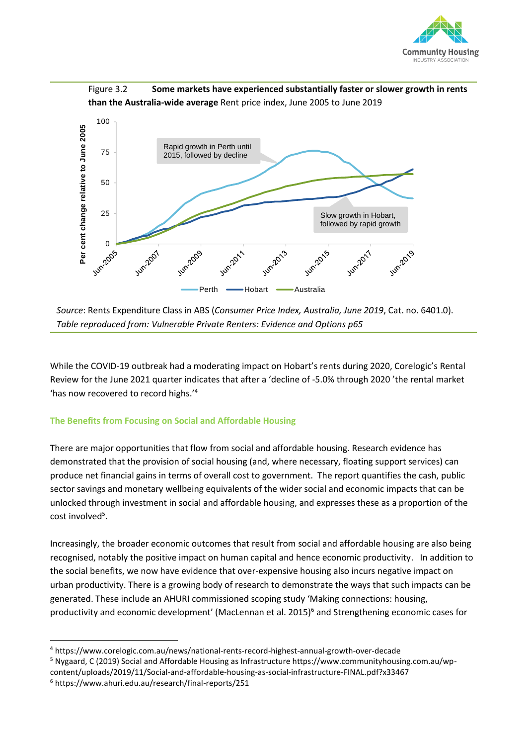Figure 3.2 **Some markets have experienced substantially faster or slower growth in rents than the Australia-wide average** Rent price index, June 2005 to June 2019

Source: Rents Expenditure Class in ABS (*Consumer Price Index, Australia, June 2019*, Cat. no. 6401.0).
*Table reproduced from: Vulnerable Private Renters: Evidence and Options p65*

While the COVID-19 outbreak had a moderating impact on Hobart's rents during 2020, Corelogic's Rental Review for the June 2021 quarter indicates that after a 'decline of -5.0% through 2020 'the rental market 'has now recovered to record highs.'[4]

## The Benefits from Focusing on Social and Affordable Housing

There are major opportunities that flow from social and affordable housing. Research evidence has demonstrated that the provision of social housing (and, where necessary, floating support services) can produce net financial gains in terms of overall cost to government. The report quantifies the cash, public sector savings and monetary wellbeing equivalents of the wider social and economic impacts that can be unlocked through investment in social and affordable housing, and expresses these as a proportion of the cost involved[5].

Increasingly, the broader economic outcomes that result from social and affordable housing are also being recognised, notably the positive impact on human capital and hence economic productivity. In addition to the social benefits, we now have evidence that over-expensive housing also incurs negative impact on urban productivity. There is a growing body of research to demonstrate the ways that such impacts can be generated. These include an AHURI commissioned scoping study 'Making connections: housing, productivity and economic development' (MacLennan et al. 2015)[6] and Strengthening economic cases for

---

[4] https://www.corelogic.com.au/news/national-rents-record-highest-annual-growth-over-decade

[5] Nygaard, C (2019) Social and Affordable Housing as Infrastructure https://www.communityhousing.com.au/wp-content/uploads/2019/11/Social-and-affordable-housing-as-social-infrastructure-FINAL.pdf?x33467

[6] https://www.ahuri.edu.au/research/final-reports/251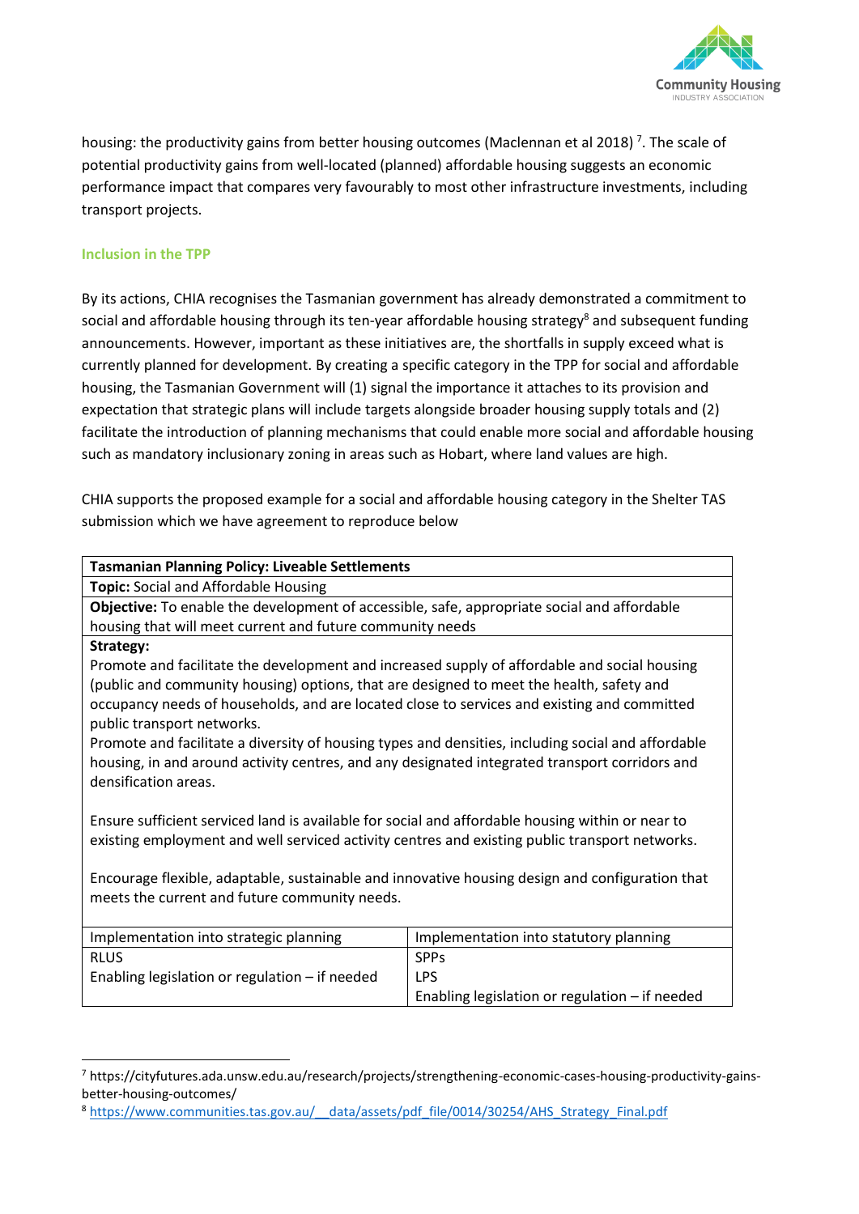housing: the productivity gains from better housing outcomes (Maclennan et al 2018) [7]. The scale of potential productivity gains from well-located (planned) affordable housing suggests an economic performance impact that compares very favourably to most other infrastructure investments, including transport projects.

### Inclusion in the TPP

By its actions, CHIA recognises the Tasmanian government has already demonstrated a commitment to social and affordable housing through its ten-year affordable housing strategy[8] and subsequent funding announcements. However, important as these initiatives are, the shortfalls in supply exceed what is currently planned for development. By creating a specific category in the TPP for social and affordable housing, the Tasmanian Government will (1) signal the importance it attaches to its provision and expectation that strategic plans will include targets alongside broader housing supply totals and (2) facilitate the introduction of planning mechanisms that could enable more social and affordable housing such as mandatory inclusionary zoning in areas such as Hobart, where land values are high.

CHIA supports the proposed example for a social and affordable housing category in the Shelter TAS submission which we have agreement to reproduce below

| **Tasmanian Planning Policy: Liveable Settlements** | |
|---|---|
| **Topic:** Social and Affordable Housing | |
| **Objective:** To enable the development of accessible, safe, appropriate social and affordable housing that will meet current and future community needs | |
| **Strategy:**<br>Promote and facilitate the development and increased supply of affordable and social housing (public and community housing) options, that are designed to meet the health, safety and occupancy needs of households, and are located close to services and existing and committed public transport networks.<br>Promote and facilitate a diversity of housing types and densities, including social and affordable housing, in and around activity centres, and any designated integrated transport corridors and densification areas.<br><br>Ensure sufficient serviced land is available for social and affordable housing within or near to existing employment and well serviced activity centres and existing public transport networks.<br><br>Encourage flexible, adaptable, sustainable and innovative housing design and configuration that meets the current and future community needs. | |
| Implementation into strategic planning | Implementation into statutory planning |
| RLUS<br>Enabling legislation or regulation – if needed | SPPs<br>LPS<br>Enabling legislation or regulation – if needed |

[7] https://cityfutures.ada.unsw.edu.au/research/projects/strengthening-economic-cases-housing-productivity-gains-better-housing-outcomes/

[8] https://www.communities.tas.gov.au/__data/assets/pdf_file/0014/30254/AHS_Strategy_Final.pdf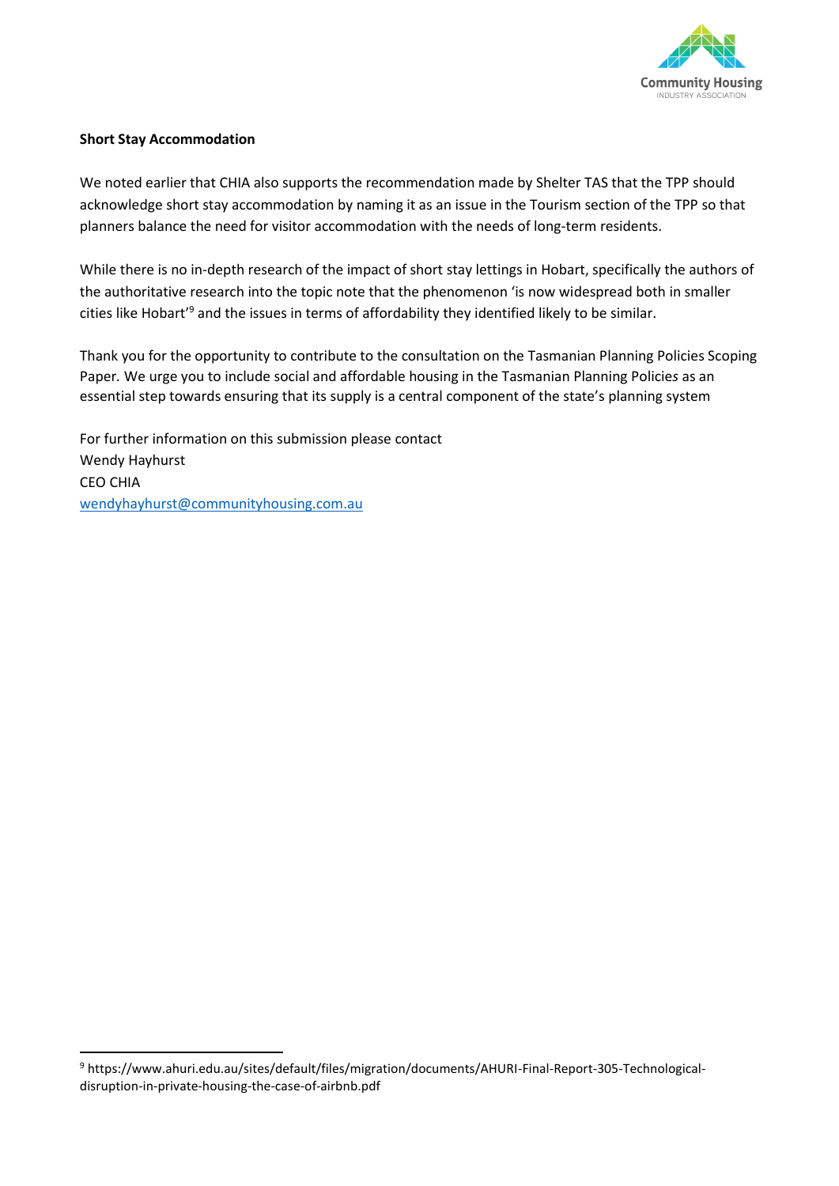**Short Stay Accommodation**

We noted earlier that CHIA also supports the recommendation made by Shelter TAS that the TPP should acknowledge short stay accommodation by naming it as an issue in the Tourism section of the TPP so that planners balance the need for visitor accommodation with the needs of long-term residents.

While there is no in-depth research of the impact of short stay lettings in Hobart, specifically the authors of the authoritative research into the topic note that the phenomenon 'is now widespread both in smaller cities like Hobart'[9] and the issues in terms of affordability they identified likely to be similar.

Thank you for the opportunity to contribute to the consultation on the Tasmanian Planning Policies Scoping Paper. We urge you to include social and affordable housing in the Tasmanian Planning Policies as an essential step towards ensuring that its supply is a central component of the state's planning system

For further information on this submission please contact
Wendy Hayhurst
CEO CHIA
wendyhayhurst@communityhousing.com.au

[9] https://www.ahuri.edu.au/sites/default/files/migration/documents/AHURI-Final-Report-305-Technological-disruption-in-private-housing-the-case-of-airbnb.pdf